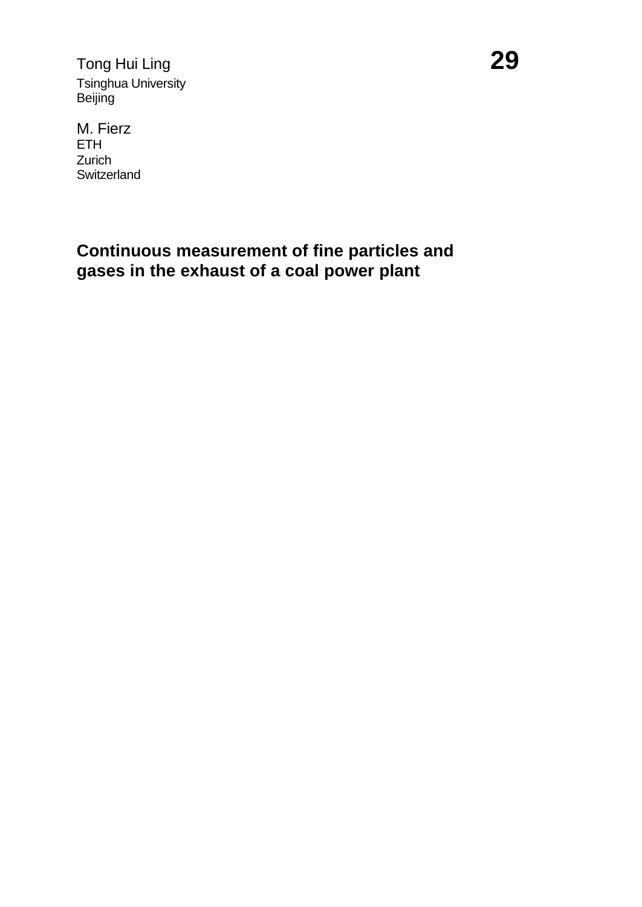Tong Hui Ling
Tsinghua University
Beijing

M. Fierz
ETH
Zurich
Switzerland

# Continuous measurement of fine particles and gases in the exhaust of a coal power plant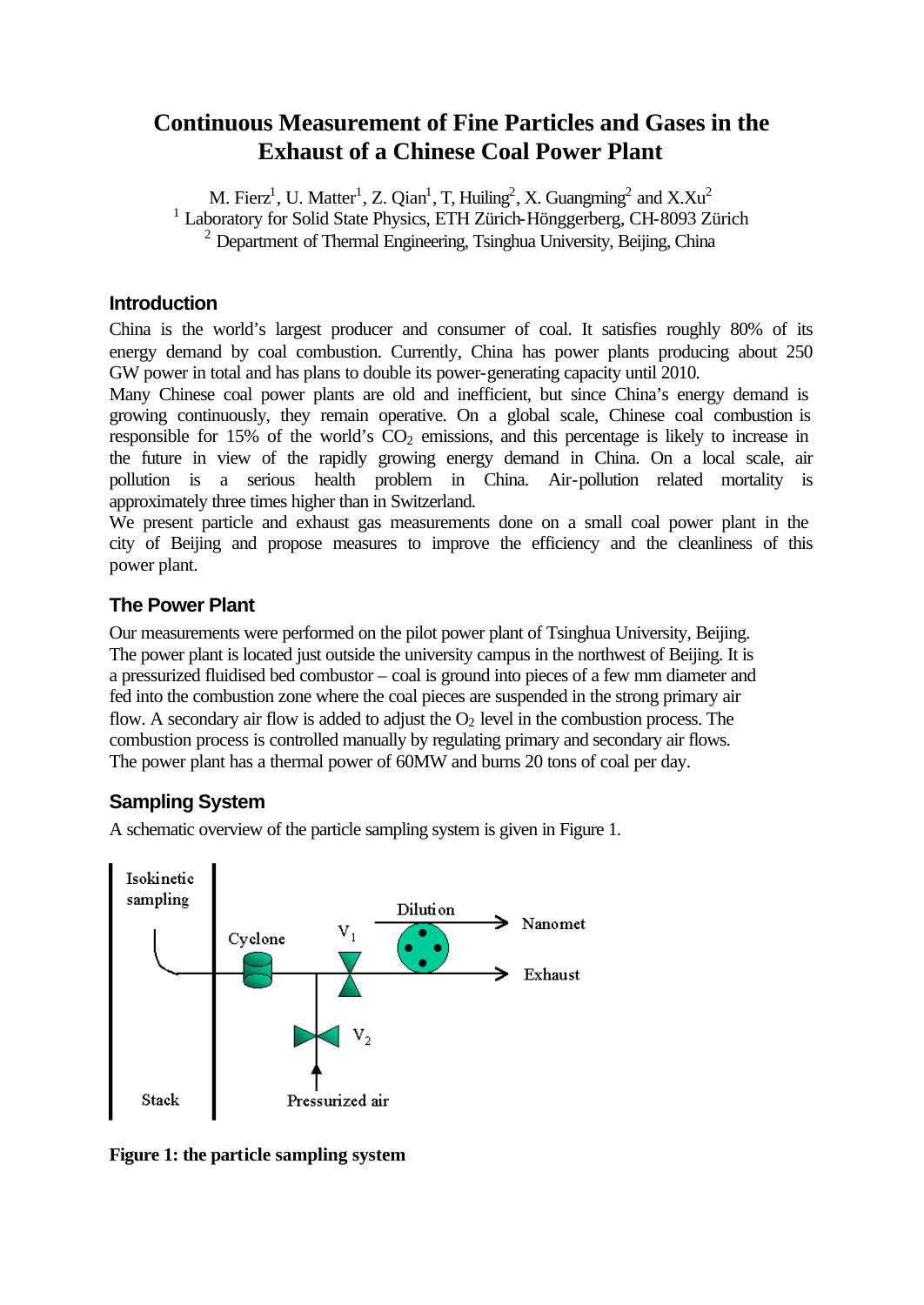# Continuous Measurement of Fine Particles and Gases in the Exhaust of a Chinese Coal Power Plant

M. Fierz[1], U. Matter[1], Z. Qian[1], T, Huiling[2], X. Guangming[2] and X.Xu[2]
[1] Laboratory for Solid State Physics, ETH Zürich-Hönggerberg, CH-8093 Zürich
[2] Department of Thermal Engineering, Tsinghua University, Beijing, China

## Introduction

China is the world's largest producer and consumer of coal. It satisfies roughly 80% of its energy demand by coal combustion. Currently, China has power plants producing about 250 GW power in total and has plans to double its power-generating capacity until 2010.
Many Chinese coal power plants are old and inefficient, but since China's energy demand is growing continuously, they remain operative. On a global scale, Chinese coal combustion is responsible for 15% of the world's $CO_2$ emissions, and this percentage is likely to increase in the future in view of the rapidly growing energy demand in China. On a local scale, air pollution is a serious health problem in China. Air-pollution related mortality is approximately three times higher than in Switzerland.
We present particle and exhaust gas measurements done on a small coal power plant in the city of Beijing and propose measures to improve the efficiency and the cleanliness of this power plant.

## The Power Plant

Our measurements were performed on the pilot power plant of Tsinghua University, Beijing. The power plant is located just outside the university campus in the northwest of Beijing. It is a pressurized fluidised bed combustor – coal is ground into pieces of a few mm diameter and fed into the combustion zone where the coal pieces are suspended in the strong primary air flow. A secondary air flow is added to adjust the $O_2$ level in the combustion process. The combustion process is controlled manually by regulating primary and secondary air flows. The power plant has a thermal power of 60MW and burns 20 tons of coal per day.

## Sampling System

A schematic overview of the particle sampling system is given in Figure 1.

**Figure 1: the particle sampling system**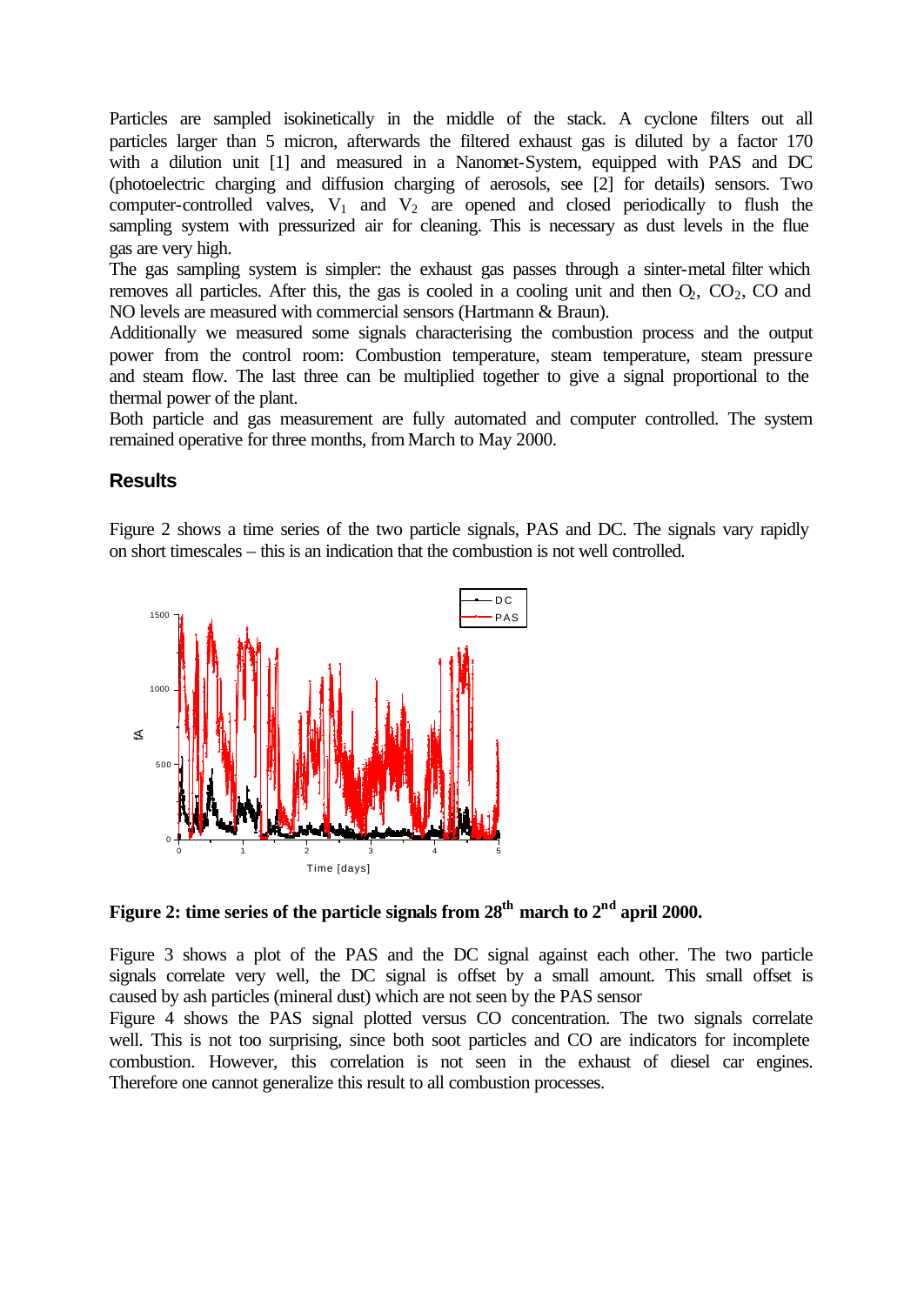Particles are sampled isokinetically in the middle of the stack. A cyclone filters out all particles larger than 5 micron, afterwards the filtered exhaust gas is diluted by a factor 170 with a dilution unit [1] and measured in a Nanomet-System, equipped with PAS and DC (photoelectric charging and diffusion charging of aerosols, see [2] for details) sensors. Two computer-controlled valves, $V_1$ and $V_2$ are opened and closed periodically to flush the sampling system with pressurized air for cleaning. This is necessary as dust levels in the flue gas are very high.

The gas sampling system is simpler: the exhaust gas passes through a sinter-metal filter which removes all particles. After this, the gas is cooled in a cooling unit and then $O_2$, $CO_2$, CO and NO levels are measured with commercial sensors (Hartmann & Braun).

Additionally we measured some signals characterising the combustion process and the output power from the control room: Combustion temperature, steam temperature, steam pressure and steam flow. The last three can be multiplied together to give a signal proportional to the thermal power of the plant.

Both particle and gas measurement are fully automated and computer controlled. The system remained operative for three months, from March to May 2000.

## Results

Figure 2 shows a time series of the two particle signals, PAS and DC. The signals vary rapidly on short timescales – this is an indication that the combustion is not well controlled.

**Figure 2: time series of the particle signals from 28th march to 2nd april 2000.**

Figure 3 shows a plot of the PAS and the DC signal against each other. The two particle signals correlate very well, the DC signal is offset by a small amount. This small offset is caused by ash particles (mineral dust) which are not seen by the PAS sensor

Figure 4 shows the PAS signal plotted versus CO concentration. The two signals correlate well. This is not too surprising, since both soot particles and CO are indicators for incomplete combustion. However, this correlation is not seen in the exhaust of diesel car engines. Therefore one cannot generalize this result to all combustion processes.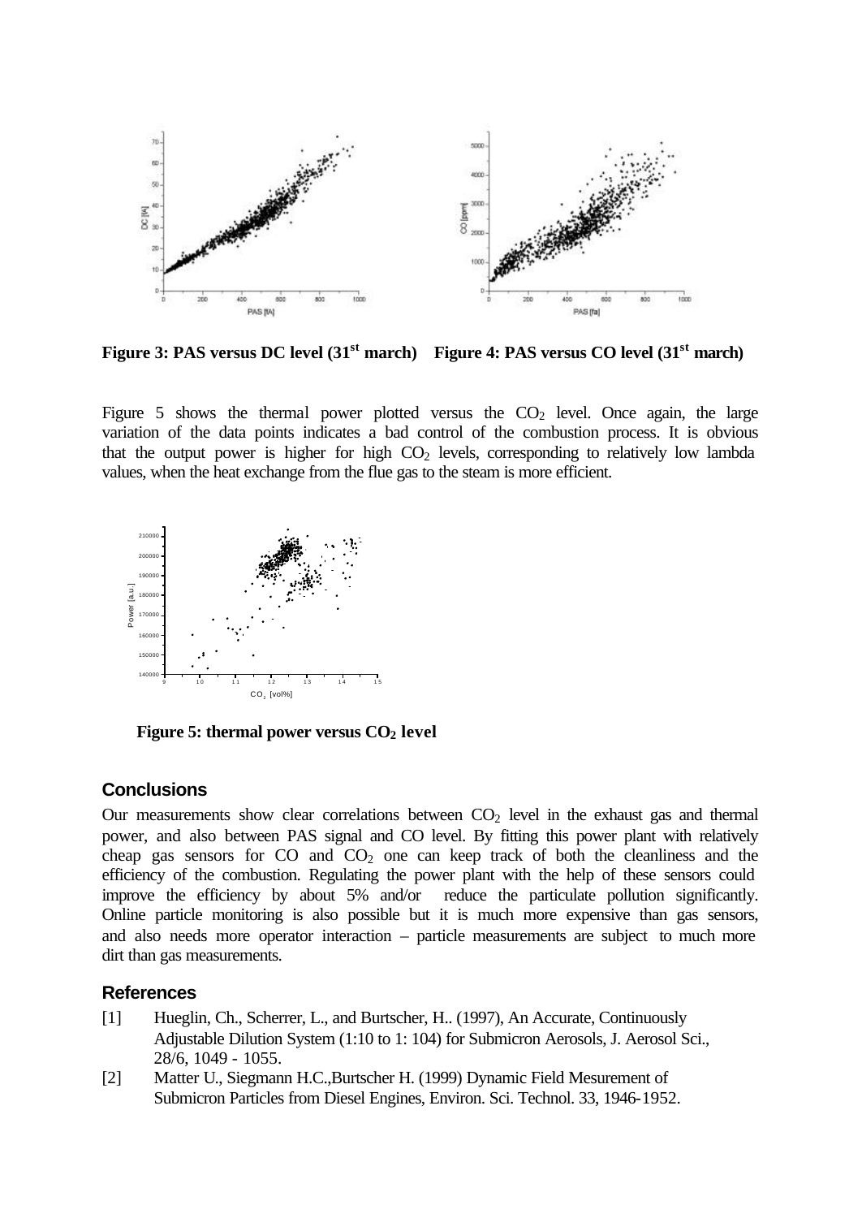70
60
50
40
30
20
10
0
DC [fA]
0 200 400 600 800 1000
PAS [fA]

5000
4000
3000
2000
1000
0
CO [ppm]
0 200 400 600 800 1000
PAS [fa]

**Figure 3: PAS versus DC level (31st march)** **Figure 4: PAS versus CO level (31st march)**

Figure 5 shows the thermal power plotted versus the $CO_2$ level. Once again, the large variation of the data points indicates a bad control of the combustion process. It is obvious that the output power is higher for high $CO_2$ levels, corresponding to relatively low lambda values, when the heat exchange from the flue gas to the steam is more efficient.

210000
200000
190000
180000
170000
160000
150000
140000
Power [a.u.]
9 10 11 12 13 14 15
$CO_2$ [vol%]

**Figure 5: thermal power versus $CO_2$ level**

## Conclusions

Our measurements show clear correlations between $CO_2$ level in the exhaust gas and thermal power, and also between PAS signal and CO level. By fitting this power plant with relatively cheap gas sensors for CO and $CO_2$ one can keep track of both the cleanliness and the efficiency of the combustion. Regulating the power plant with the help of these sensors could improve the efficiency by about 5% and/or reduce the particulate pollution significantly. Online particle monitoring is also possible but it is much more expensive than gas sensors, and also needs more operator interaction – particle measurements are subject to much more dirt than gas measurements.

## References

[1] Hueglin, Ch., Scherrer, L., and Burtscher, H.. (1997), An Accurate, Continuously Adjustable Dilution System (1:10 to 1: 104) for Submicron Aerosols, J. Aerosol Sci., 28/6, 1049 - 1055.

[2] Matter U., Siegmann H.C.,Burtscher H. (1999) Dynamic Field Mesurement of Submicron Particles from Diesel Engines, Environ. Sci. Technol. 33, 1946-1952.